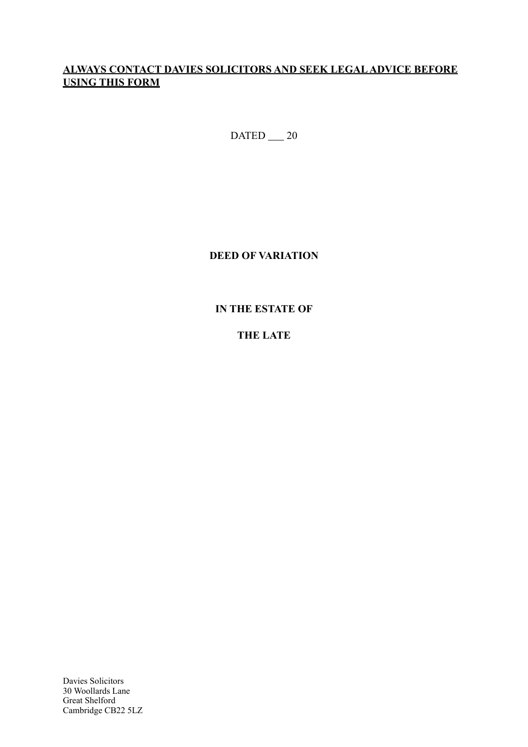**ALWAYS CONTACT DAVIES SOLICITORS AND SEEK LEGAL ADVICE BEFORE USING THIS FORM**

DATED ___ 20

**DEED OF VARIATION**

**IN THE ESTATE OF**

**THE LATE**

Davies Solicitors
30 Woollards Lane
Great Shelford
Cambridge CB22 5LZ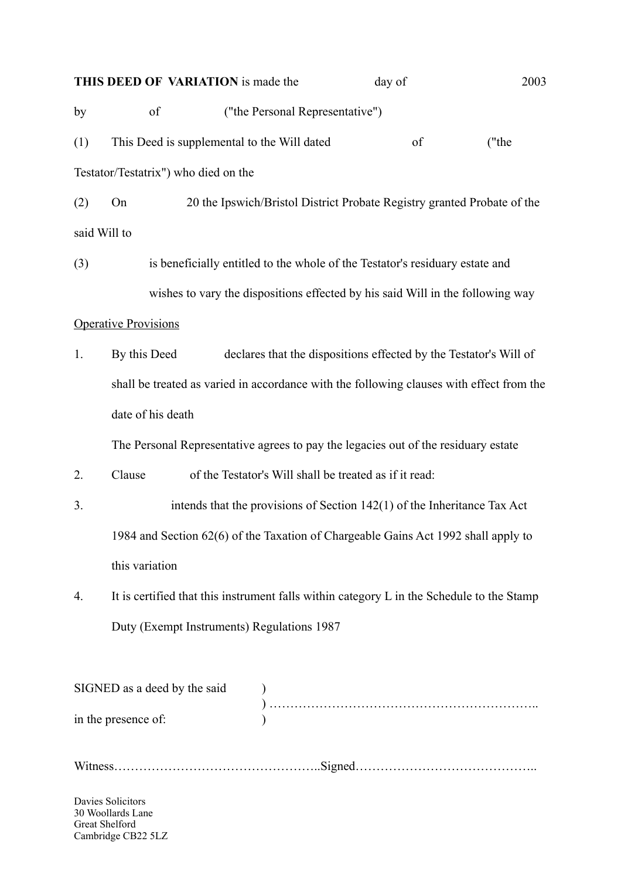**THIS DEED OF VARIATION** is made the day of 2003

by of ("the Personal Representative")

(1) This Deed is supplemental to the Will dated of ("the Testator/Testatrix") who died on the

(2) On 20 the Ipswich/Bristol District Probate Registry granted Probate of the said Will to

(3) is beneficially entitled to the whole of the Testator's residuary estate and wishes to vary the dispositions effected by his said Will in the following way

<u>Operative Provisions</u>

1. By this Deed declares that the dispositions effected by the Testator's Will of shall be treated as varied in accordance with the following clauses with effect from the date of his death

   The Personal Representative agrees to pay the legacies out of the residuary estate

2. Clause of the Testator's Will shall be treated as if it read:

3. intends that the provisions of Section 142(1) of the Inheritance Tax Act 1984 and Section 62(6) of the Taxation of Chargeable Gains Act 1992 shall apply to this variation

4. It is certified that this instrument falls within category L in the Schedule to the Stamp Duty (Exempt Instruments) Regulations 1987

SIGNED as a deed by the said )
) ………………………………………………………..
in the presence of: )

Witness…………………………………………..Signed……………………………………..

Davies Solicitors
30 Woollards Lane
Great Shelford
Cambridge CB22 5LZ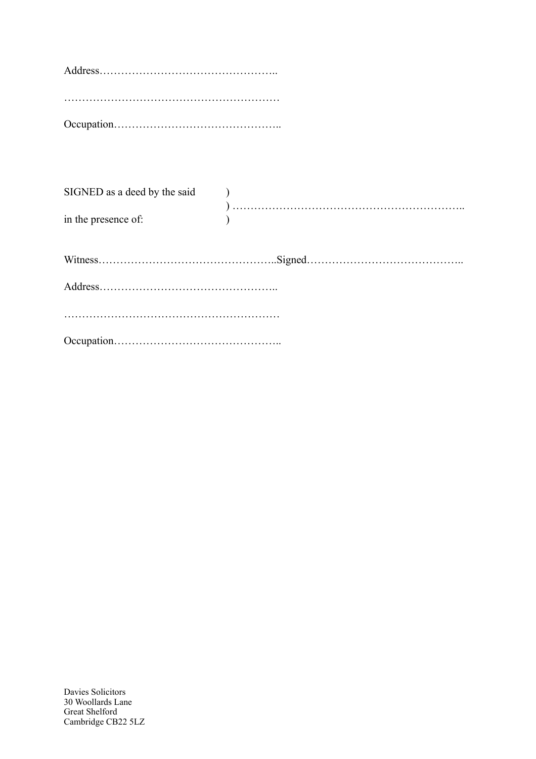Address…………………………………………..

……………………………………………………

Occupation……………………………………..

SIGNED as a deed by the said )
) ……………………………………………………..
in the presence of: )

Witness…………………………………………..Signed……………………………………..

Address…………………………………………..

……………………………………………………

Occupation……………………………………..

Davies Solicitors
30 Woollards Lane
Great Shelford
Cambridge CB22 5LZ